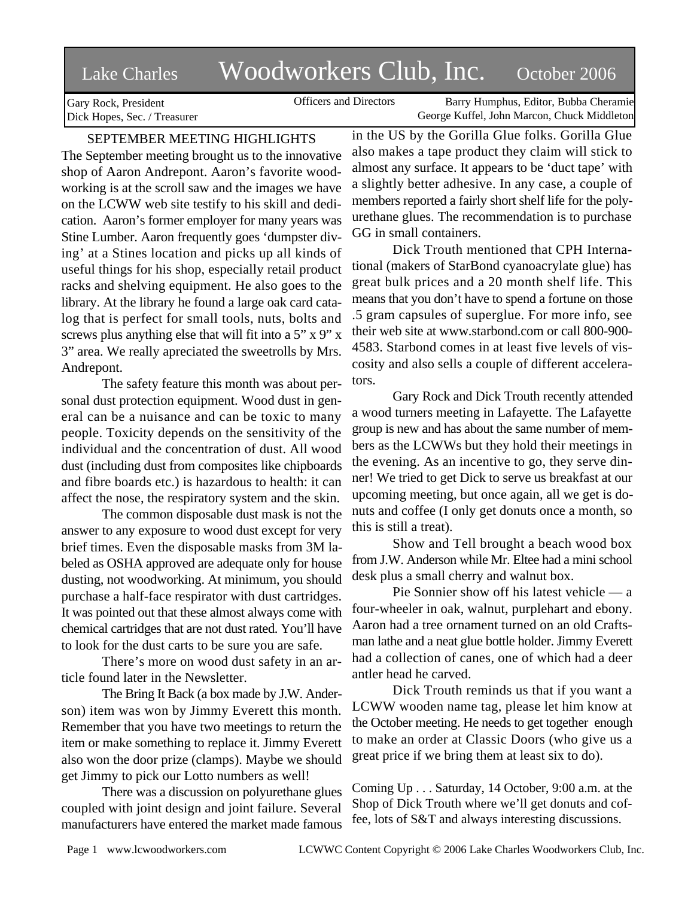# Lake Charles Woodworkers Club, Inc. October 2006

Gary Rock, President
Dick Hopes, Sec. / Treasurer

Officers and Directors

Barry Humphus, Editor, Bubba Cheramie
George Kuffel, John Marcon, Chuck Middleton

## SEPTEMBER MEETING HIGHLIGHTS

The September meeting brought us to the innovative shop of Aaron Andrepont. Aaron's favorite woodworking is at the scroll saw and the images we have on the LCWW web site testify to his skill and dedication. Aaron's former employer for many years was Stine Lumber. Aaron frequently goes 'dumpster diving' at a Stines location and picks up all kinds of useful things for his shop, especially retail product racks and shelving equipment. He also goes to the library. At the library he found a large oak card catalog that is perfect for small tools, nuts, bolts and screws plus anything else that will fit into a 5" x 9" x 3" area. We really apreciated the sweetrolls by Mrs. Andrepont.

The safety feature this month was about personal dust protection equipment. Wood dust in general can be a nuisance and can be toxic to many people. Toxicity depends on the sensitivity of the individual and the concentration of dust. All wood dust (including dust from composites like chipboards and fibre boards etc.) is hazardous to health: it can affect the nose, the respiratory system and the skin.

The common disposable dust mask is not the answer to any exposure to wood dust except for very brief times. Even the disposable masks from 3M labeled as OSHA approved are adequate only for house dusting, not woodworking. At minimum, you should purchase a half-face respirator with dust cartridges. It was pointed out that these almost always come with chemical cartridges that are not dust rated. You'll have to look for the dust carts to be sure you are safe.

There's more on wood dust safety in an article found later in the Newsletter.

The Bring It Back (a box made by J.W. Anderson) item was won by Jimmy Everett this month. Remember that you have two meetings to return the item or make something to replace it. Jimmy Everett also won the door prize (clamps). Maybe we should get Jimmy to pick our Lotto numbers as well!

There was a discussion on polyurethane glues coupled with joint design and joint failure. Several manufacturers have entered the market made famous in the US by the Gorilla Glue folks. Gorilla Glue also makes a tape product they claim will stick to almost any surface. It appears to be 'duct tape' with a slightly better adhesive. In any case, a couple of members reported a fairly short shelf life for the polyurethane glues. The recommendation is to purchase GG in small containers.

Dick Trouth mentioned that CPH International (makers of StarBond cyanoacrylate glue) has great bulk prices and a 20 month shelf life. This means that you don't have to spend a fortune on those .5 gram capsules of superglue. For more info, see their web site at www.starbond.com or call 800-900-4583. Starbond comes in at least five levels of viscosity and also sells a couple of different accelerators.

Gary Rock and Dick Trouth recently attended a wood turners meeting in Lafayette. The Lafayette group is new and has about the same number of members as the LCWWs but they hold their meetings in the evening. As an incentive to go, they serve dinner! We tried to get Dick to serve us breakfast at our upcoming meeting, but once again, all we get is donuts and coffee (I only get donuts once a month, so this is still a treat).

Show and Tell brought a beach wood box from J.W. Anderson while Mr. Eltee had a mini school desk plus a small cherry and walnut box.

Pie Sonnier show off his latest vehicle — a four-wheeler in oak, walnut, purplehart and ebony. Aaron had a tree ornament turned on an old Craftsman lathe and a neat glue bottle holder. Jimmy Everett had a collection of canes, one of which had a deer antler head he carved.

Dick Trouth reminds us that if you want a LCWW wooden name tag, please let him know at the October meeting. He needs to get together enough to make an order at Classic Doors (who give us a great price if we bring them at least six to do).

Coming Up . . . Saturday, 14 October, 9:00 a.m. at the Shop of Dick Trouth where we'll get donuts and coffee, lots of S&T and always interesting discussions.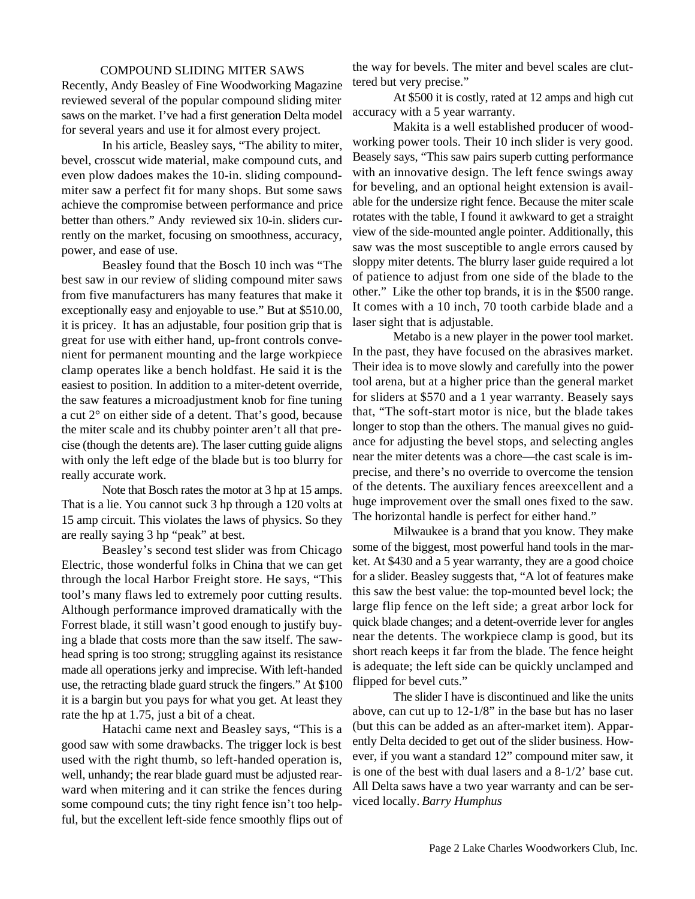# COMPOUND SLIDING MITER SAWS

Recently, Andy Beasley of Fine Woodworking Magazine reviewed several of the popular compound sliding miter saws on the market. I've had a first generation Delta model for several years and use it for almost every project.

In his article, Beasley says, "The ability to miter, bevel, crosscut wide material, make compound cuts, and even plow dadoes makes the 10-in. sliding compound-miter saw a perfect fit for many shops. But some saws achieve the compromise between performance and price better than others." Andy reviewed six 10-in. sliders currently on the market, focusing on smoothness, accuracy, power, and ease of use.

Beasley found that the Bosch 10 inch was "The best saw in our review of sliding compound miter saws from five manufacturers has many features that make it exceptionally easy and enjoyable to use." But at $510.00, it is pricey. It has an adjustable, four position grip that is great for use with either hand, up-front controls convenient for permanent mounting and the large workpiece clamp operates like a bench holdfast. He said it is the easiest to position. In addition to a miter-detent override, the saw features a microadjustment knob for fine tuning a cut 2° on either side of a detent. That's good, because the miter scale and its chubby pointer aren't all that precise (though the detents are). The laser cutting guide aligns with only the left edge of the blade but is too blurry for really accurate work.

Note that Bosch rates the motor at 3 hp at 15 amps. That is a lie. You cannot suck 3 hp through a 120 volts at 15 amp circuit. This violates the laws of physics. So they are really saying 3 hp "peak" at best.

Beasley's second test slider was from Chicago Electric, those wonderful folks in China that we can get through the local Harbor Freight store. He says, "This tool's many flaws led to extremely poor cutting results. Although performance improved dramatically with the Forrest blade, it still wasn't good enough to justify buying a blade that costs more than the saw itself. The sawhead spring is too strong; struggling against its resistance made all operations jerky and imprecise. With left-handed use, the retracting blade guard struck the fingers." At $100 it is a bargin but you pays for what you get. At least they rate the hp at 1.75, just a bit of a cheat.

Hatachi came next and Beasley says, "This is a good saw with some drawbacks. The trigger lock is best used with the right thumb, so left-handed operation is, well, unhandy; the rear blade guard must be adjusted rearward when mitering and it can strike the fences during some compound cuts; the tiny right fence isn't too helpful, but the excellent left-side fence smoothly flips out of the way for bevels. The miter and bevel scales are cluttered but very precise."

At $500 it is costly, rated at 12 amps and high cut accuracy with a 5 year warranty.

Makita is a well established producer of woodworking power tools. Their 10 inch slider is very good. Beasely says, "This saw pairs superb cutting performance with an innovative design. The left fence swings away for beveling, and an optional height extension is available for the undersize right fence. Because the miter scale rotates with the table, I found it awkward to get a straight view of the side-mounted angle pointer. Additionally, this saw was the most susceptible to angle errors caused by sloppy miter detents. The blurry laser guide required a lot of patience to adjust from one side of the blade to the other." Like the other top brands, it is in the $500 range. It comes with a 10 inch, 70 tooth carbide blade and a laser sight that is adjustable.

Metabo is a new player in the power tool market. In the past, they have focused on the abrasives market. Their idea is to move slowly and carefully into the power tool arena, but at a higher price than the general market for sliders at $570 and a 1 year warranty. Beasely says that, "The soft-start motor is nice, but the blade takes longer to stop than the others. The manual gives no guidance for adjusting the bevel stops, and selecting angles near the miter detents was a chore—the cast scale is imprecise, and there's no override to overcome the tension of the detents. The auxiliary fences areexcellent and a huge improvement over the small ones fixed to the saw. The horizontal handle is perfect for either hand."

Milwaukee is a brand that you know. They make some of the biggest, most powerful hand tools in the market. At $430 and a 5 year warranty, they are a good choice for a slider. Beasley suggests that, "A lot of features make this saw the best value: the top-mounted bevel lock; the large flip fence on the left side; a great arbor lock for quick blade changes; and a detent-override lever for angles near the detents. The workpiece clamp is good, but its short reach keeps it far from the blade. The fence height is adequate; the left side can be quickly unclamped and flipped for bevel cuts."

The slider I have is discontinued and like the units above, can cut up to 12-1/8" in the base but has no laser (but this can be added as an after-market item). Apparently Delta decided to get out of the slider business. However, if you want a standard 12" compound miter saw, it is one of the best with dual lasers and a 8-1/2' base cut. All Delta saws have a two year warranty and can be serviced locally. *Barry Humphus*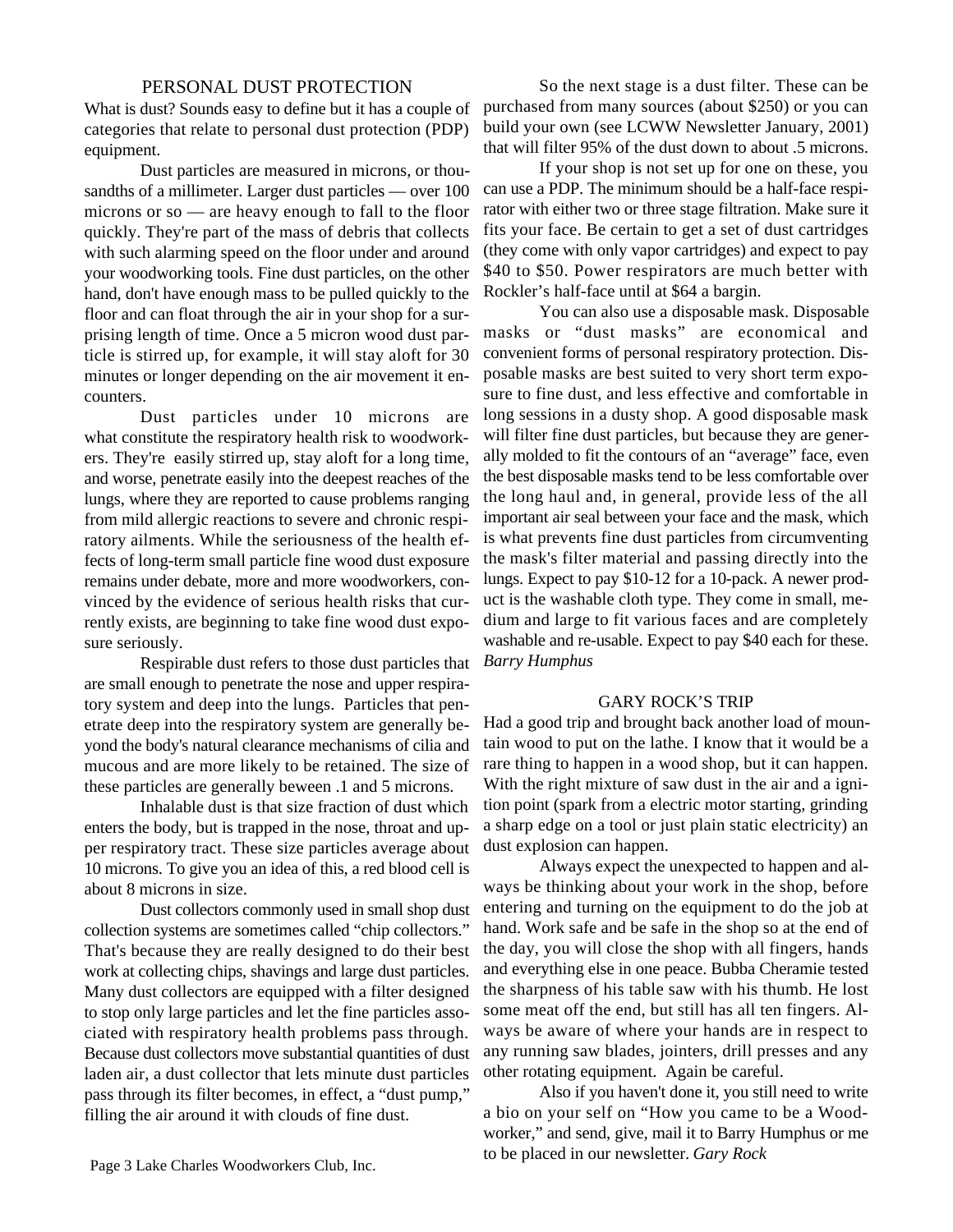## PERSONAL DUST PROTECTION

What is dust? Sounds easy to define but it has a couple of categories that relate to personal dust protection (PDP) equipment.

Dust particles are measured in microns, or thousandths of a millimeter. Larger dust particles — over 100 microns or so — are heavy enough to fall to the floor quickly. They're part of the mass of debris that collects with such alarming speed on the floor under and around your woodworking tools. Fine dust particles, on the other hand, don't have enough mass to be pulled quickly to the floor and can float through the air in your shop for a surprising length of time. Once a 5 micron wood dust particle is stirred up, for example, it will stay aloft for 30 minutes or longer depending on the air movement it encounters.

Dust particles under 10 microns are what constitute the respiratory health risk to woodworkers. They're easily stirred up, stay aloft for a long time, and worse, penetrate easily into the deepest reaches of the lungs, where they are reported to cause problems ranging from mild allergic reactions to severe and chronic respiratory ailments. While the seriousness of the health effects of long-term small particle fine wood dust exposure remains under debate, more and more woodworkers, convinced by the evidence of serious health risks that currently exists, are beginning to take fine wood dust exposure seriously.

Respirable dust refers to those dust particles that are small enough to penetrate the nose and upper respiratory system and deep into the lungs. Particles that penetrate deep into the respiratory system are generally beyond the body's natural clearance mechanisms of cilia and mucous and are more likely to be retained. The size of these particles are generally beween .1 and 5 microns.

Inhalable dust is that size fraction of dust which enters the body, but is trapped in the nose, throat and upper respiratory tract. These size particles average about 10 microns. To give you an idea of this, a red blood cell is about 8 microns in size.

Dust collectors commonly used in small shop dust collection systems are sometimes called "chip collectors." That's because they are really designed to do their best work at collecting chips, shavings and large dust particles. Many dust collectors are equipped with a filter designed to stop only large particles and let the fine particles associated with respiratory health problems pass through. Because dust collectors move substantial quantities of dust laden air, a dust collector that lets minute dust particles pass through its filter becomes, in effect, a "dust pump," filling the air around it with clouds of fine dust.

So the next stage is a dust filter. These can be purchased from many sources (about $250) or you can build your own (see LCWW Newsletter January, 2001) that will filter 95% of the dust down to about .5 microns.

If your shop is not set up for one on these, you can use a PDP. The minimum should be a half-face respirator with either two or three stage filtration. Make sure it fits your face. Be certain to get a set of dust cartridges (they come with only vapor cartridges) and expect to pay $40 to $50. Power respirators are much better with Rockler's half-face until at $64 a bargin.

You can also use a disposable mask. Disposable masks or "dust masks" are economical and convenient forms of personal respiratory protection. Disposable masks are best suited to very short term exposure to fine dust, and less effective and comfortable in long sessions in a dusty shop. A good disposable mask will filter fine dust particles, but because they are generally molded to fit the contours of an "average" face, even the best disposable masks tend to be less comfortable over the long haul and, in general, provide less of the all important air seal between your face and the mask, which is what prevents fine dust particles from circumventing the mask's filter material and passing directly into the lungs. Expect to pay $10-12 for a 10-pack. A newer product is the washable cloth type. They come in small, medium and large to fit various faces and are completely washable and re-usable. Expect to pay $40 each for these. *Barry Humphus*

## GARY ROCK'S TRIP

Had a good trip and brought back another load of mountain wood to put on the lathe. I know that it would be a rare thing to happen in a wood shop, but it can happen. With the right mixture of saw dust in the air and a ignition point (spark from a electric motor starting, grinding a sharp edge on a tool or just plain static electricity) an dust explosion can happen.

Always expect the unexpected to happen and always be thinking about your work in the shop, before entering and turning on the equipment to do the job at hand. Work safe and be safe in the shop so at the end of the day, you will close the shop with all fingers, hands and everything else in one peace. Bubba Cheramie tested the sharpness of his table saw with his thumb. He lost some meat off the end, but still has all ten fingers. Always be aware of where your hands are in respect to any running saw blades, jointers, drill presses and any other rotating equipment. Again be careful.

Also if you haven't done it, you still need to write a bio on your self on "How you came to be a Woodworker," and send, give, mail it to Barry Humphus or me to be placed in our newsletter. *Gary Rock*